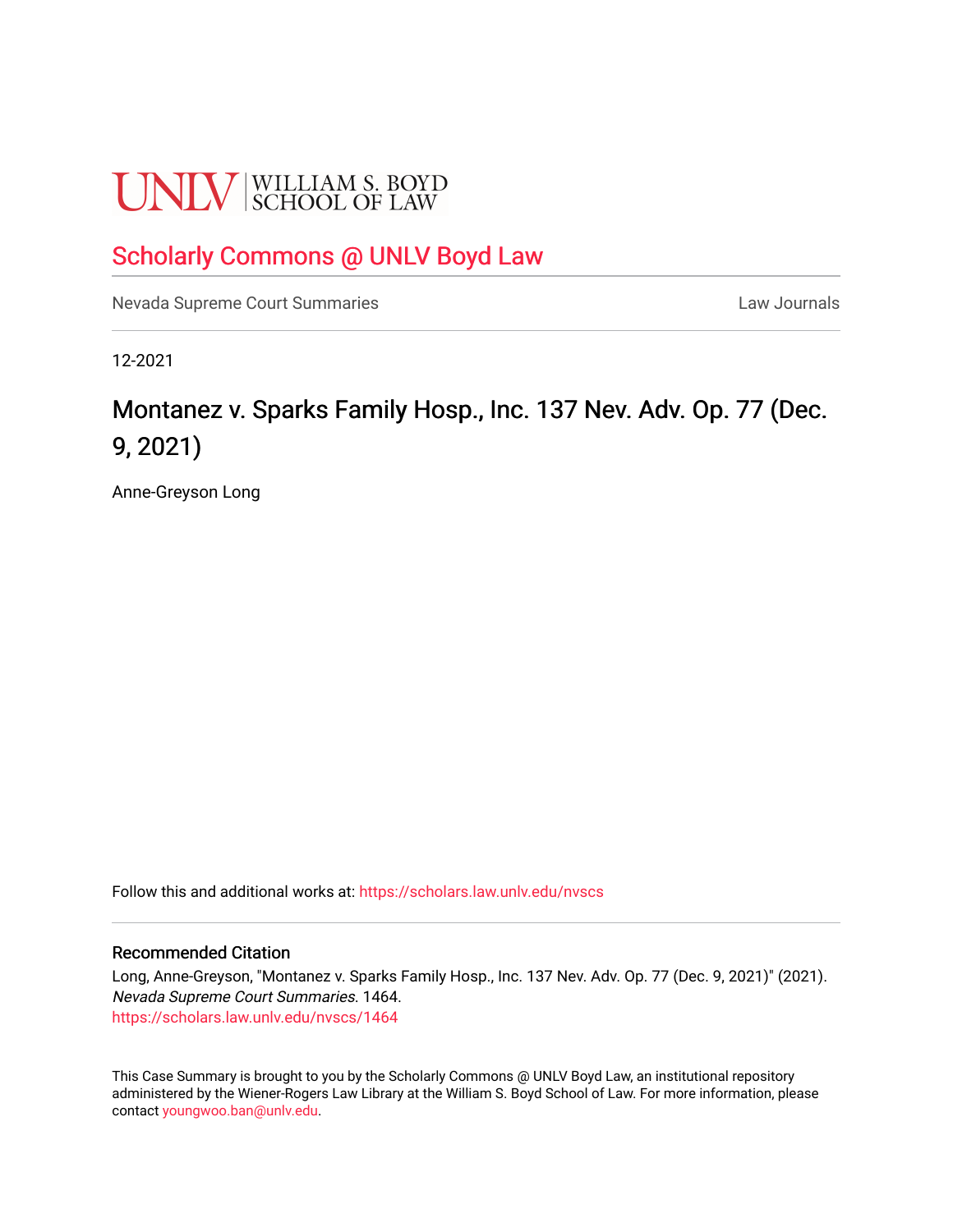UNLV | WILLIAM S. BOYD SCHOOL OF LAW

# Scholarly Commons @ UNLV Boyd Law

Nevada Supreme Court Summaries | Law Journals

12-2021

## Montanez v. Sparks Family Hosp., Inc. 137 Nev. Adv. Op. 77 (Dec. 9, 2021)

Anne-Greyson Long

Follow this and additional works at: https://scholars.law.unlv.edu/nvscs

### Recommended Citation

Long, Anne-Greyson, "Montanez v. Sparks Family Hosp., Inc. 137 Nev. Adv. Op. 77 (Dec. 9, 2021)" (2021). *Nevada Supreme Court Summaries*. 1464.
https://scholars.law.unlv.edu/nvscs/1464

This Case Summary is brought to you by the Scholarly Commons @ UNLV Boyd Law, an institutional repository administered by the Wiener-Rogers Law Library at the William S. Boyd School of Law. For more information, please contact youngwoo.ban@unlv.edu.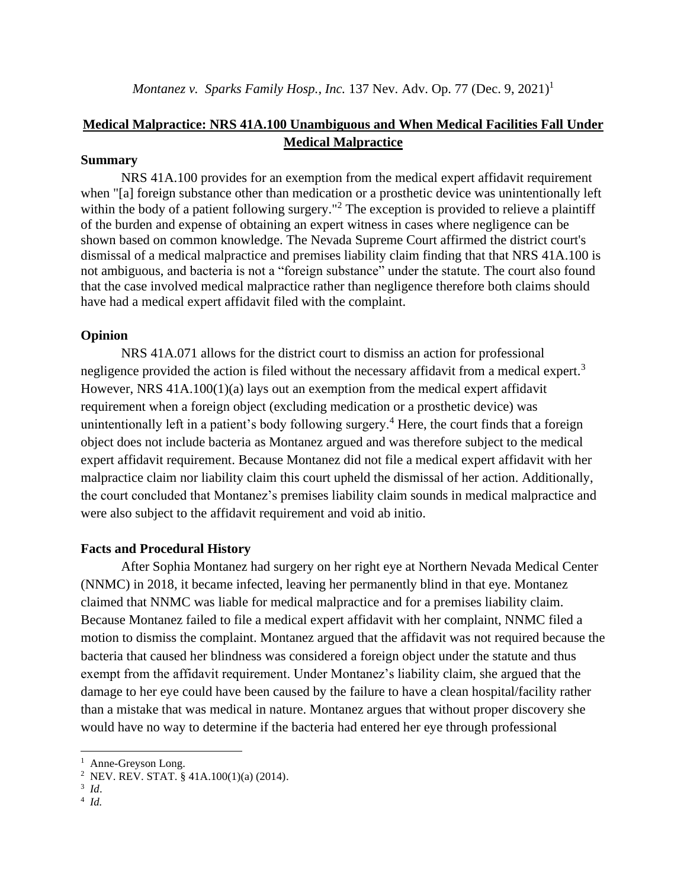*Montanez v. Sparks Family Hosp., Inc.* 137 Nev. Adv. Op. 77 (Dec. 9, 2021)[1]

## **Medical Malpractice: NRS 41A.100 Unambiguous and When Medical Facilities Fall Under Medical Malpractice**

### **Summary**

NRS 41A.100 provides for an exemption from the medical expert affidavit requirement when "[a] foreign substance other than medication or a prosthetic device was unintentionally left within the body of a patient following surgery."[2] The exception is provided to relieve a plaintiff of the burden and expense of obtaining an expert witness in cases where negligence can be shown based on common knowledge. The Nevada Supreme Court affirmed the district court's dismissal of a medical malpractice and premises liability claim finding that that NRS 41A.100 is not ambiguous, and bacteria is not a "foreign substance" under the statute. The court also found that the case involved medical malpractice rather than negligence therefore both claims should have had a medical expert affidavit filed with the complaint.

### **Opinion**

NRS 41A.071 allows for the district court to dismiss an action for professional negligence provided the action is filed without the necessary affidavit from a medical expert.[3] However, NRS 41A.100(1)(a) lays out an exemption from the medical expert affidavit requirement when a foreign object (excluding medication or a prosthetic device) was unintentionally left in a patient's body following surgery.[4] Here, the court finds that a foreign object does not include bacteria as Montanez argued and was therefore subject to the medical expert affidavit requirement. Because Montanez did not file a medical expert affidavit with her malpractice claim nor liability claim this court upheld the dismissal of her action. Additionally, the court concluded that Montanez's premises liability claim sounds in medical malpractice and were also subject to the affidavit requirement and void ab initio.

### **Facts and Procedural History**

After Sophia Montanez had surgery on her right eye at Northern Nevada Medical Center (NNMC) in 2018, it became infected, leaving her permanently blind in that eye. Montanez claimed that NNMC was liable for medical malpractice and for a premises liability claim. Because Montanez failed to file a medical expert affidavit with her complaint, NNMC filed a motion to dismiss the complaint. Montanez argued that the affidavit was not required because the bacteria that caused her blindness was considered a foreign object under the statute and thus exempt from the affidavit requirement. Under Montanez's liability claim, she argued that the damage to her eye could have been caused by the failure to have a clean hospital/facility rather than a mistake that was medical in nature. Montanez argues that without proper discovery she would have no way to determine if the bacteria had entered her eye through professional

---

[1] Anne-Greyson Long.

[2] NEV. REV. STAT. § 41A.100(1)(a) (2014).

[3] *Id*.

[4] *Id.*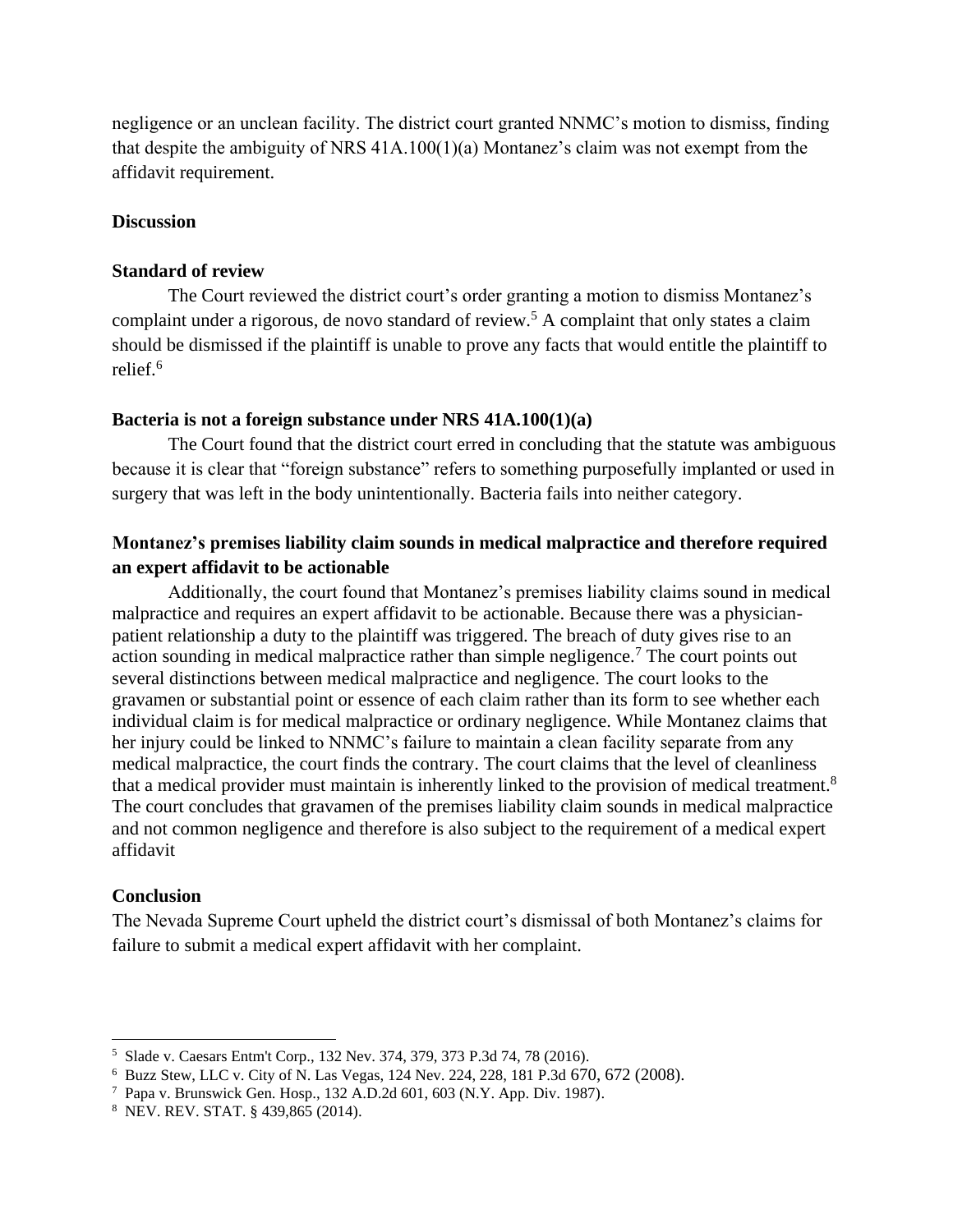negligence or an unclean facility. The district court granted NNMC's motion to dismiss, finding that despite the ambiguity of NRS 41A.100(1)(a) Montanez's claim was not exempt from the affidavit requirement.

**Discussion**

**Standard of review**

The Court reviewed the district court's order granting a motion to dismiss Montanez's complaint under a rigorous, de novo standard of review.[5] A complaint that only states a claim should be dismissed if the plaintiff is unable to prove any facts that would entitle the plaintiff to relief.[6]

**Bacteria is not a foreign substance under NRS 41A.100(1)(a)**

The Court found that the district court erred in concluding that the statute was ambiguous because it is clear that "foreign substance" refers to something purposefully implanted or used in surgery that was left in the body unintentionally. Bacteria fails into neither category.

**Montanez's premises liability claim sounds in medical malpractice and therefore required an expert affidavit to be actionable**

Additionally, the court found that Montanez's premises liability claims sound in medical malpractice and requires an expert affidavit to be actionable. Because there was a physician-patient relationship a duty to the plaintiff was triggered. The breach of duty gives rise to an action sounding in medical malpractice rather than simple negligence.[7] The court points out several distinctions between medical malpractice and negligence. The court looks to the gravamen or substantial point or essence of each claim rather than its form to see whether each individual claim is for medical malpractice or ordinary negligence. While Montanez claims that her injury could be linked to NNMC's failure to maintain a clean facility separate from any medical malpractice, the court finds the contrary. The court claims that the level of cleanliness that a medical provider must maintain is inherently linked to the provision of medical treatment.[8] The court concludes that gravamen of the premises liability claim sounds in medical malpractice and not common negligence and therefore is also subject to the requirement of a medical expert affidavit

**Conclusion**

The Nevada Supreme Court upheld the district court's dismissal of both Montanez's claims for failure to submit a medical expert affidavit with her complaint.

---

[5] Slade v. Caesars Entm't Corp., 132 Nev. 374, 379, 373 P.3d 74, 78 (2016).

[6] Buzz Stew, LLC v. City of N. Las Vegas, 124 Nev. 224, 228, 181 P.3d 670, 672 (2008).

[7] Papa v. Brunswick Gen. Hosp., 132 A.D.2d 601, 603 (N.Y. App. Div. 1987).

[8] NEV. REV. STAT. § 439,865 (2014).